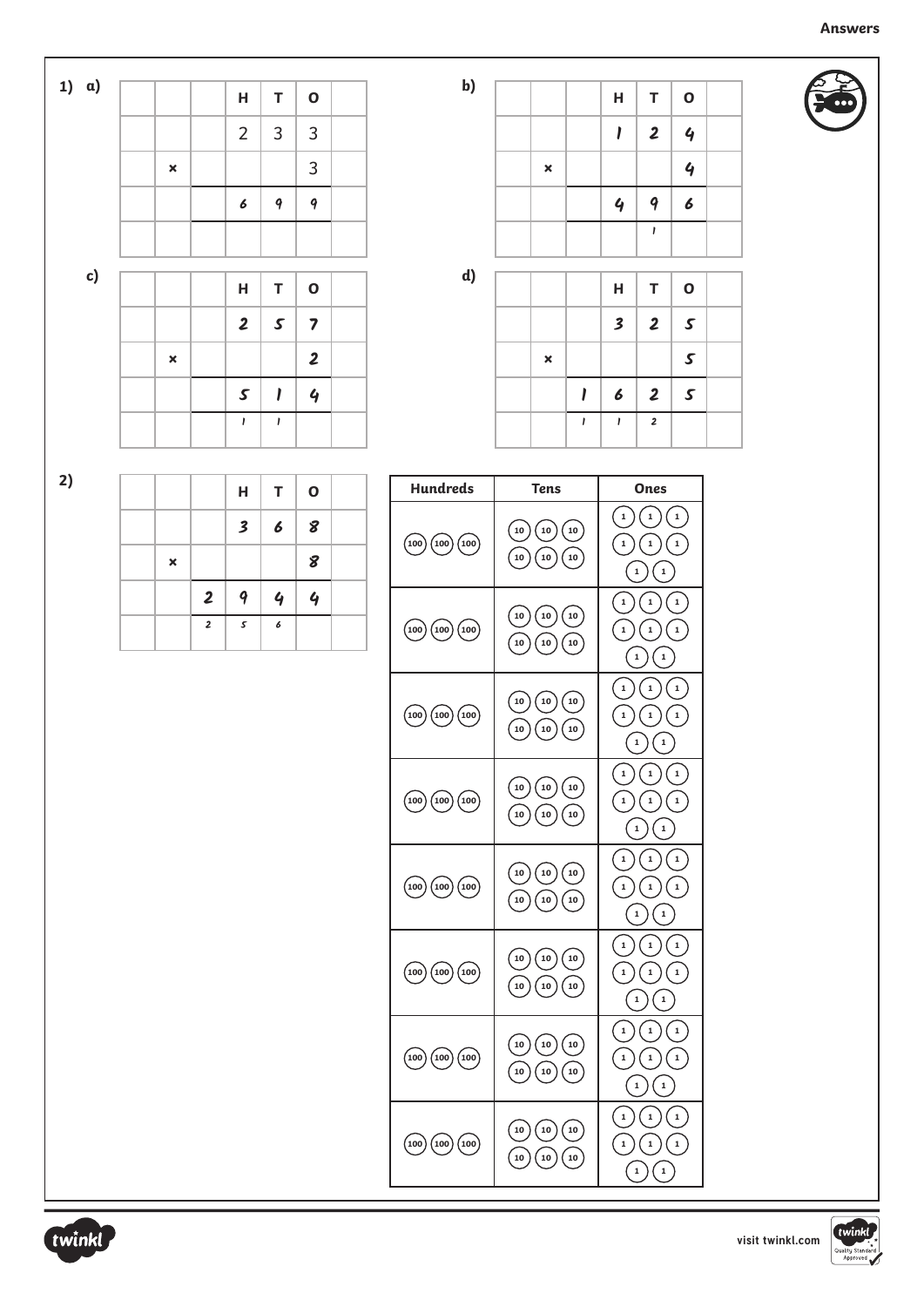**Answers**

**1) a)**

| | | | H | T | O | |
|---|---|---|---|---|---|---|
| | | | 2 | 3 | 3 | |
| | × | | | | 3 | |
| | | | 6 | 9 | 9 | |
| | | | | | | |

**b)**

| | | | H | T | O | |
|---|---|---|---|---|---|---|
| | | | 1 | 2 | 4 | |
| | × | | | | 4 | |
| | | | 4 | 9 | 6 | |
| | | | | 1 | | |

**c)**

| | | | H | T | O | |
|---|---|---|---|---|---|---|
| | | | 2 | 5 | 7 | |
| | × | | | | 2 | |
| | | | 5 | 1 | 4 | |
| | | | 1 | 1 | | |

**d)**

| | | | H | T | O | |
|---|---|---|---|---|---|---|
| | | | 3 | 2 | 5 | |
| | × | | | | 5 | |
| | | 1 | 6 | 2 | 5 | |
| | | 1 | 1 | 2 | | |

**2)**

| | | | H | T | O | |
|---|---|---|---|---|---|---|
| | | | 3 | 6 | 8 | |
| | × | | | | 8 | |
| | | 2 | 9 | 4 | 4 | |
| | | 2 | 5 | 6 | | |

| Hundreds | Tens | Ones |
|---|---|---|
| 100 100 100 | 10 10 10 10 10 10 | 1 1 1 1 1 1 1 1 |
| 100 100 100 | 10 10 10 10 10 10 | 1 1 1 1 1 1 1 1 |
| 100 100 100 | 10 10 10 10 10 10 | 1 1 1 1 1 1 1 1 |
| 100 100 100 | 10 10 10 10 10 10 | 1 1 1 1 1 1 1 1 |
| 100 100 100 | 10 10 10 10 10 10 | 1 1 1 1 1 1 1 1 |
| 100 100 100 | 10 10 10 10 10 10 | 1 1 1 1 1 1 1 1 |
| 100 100 100 | 10 10 10 10 10 10 | 1 1 1 1 1 1 1 1 |
| 100 100 100 | 10 10 10 10 10 10 | 1 1 1 1 1 1 1 1 |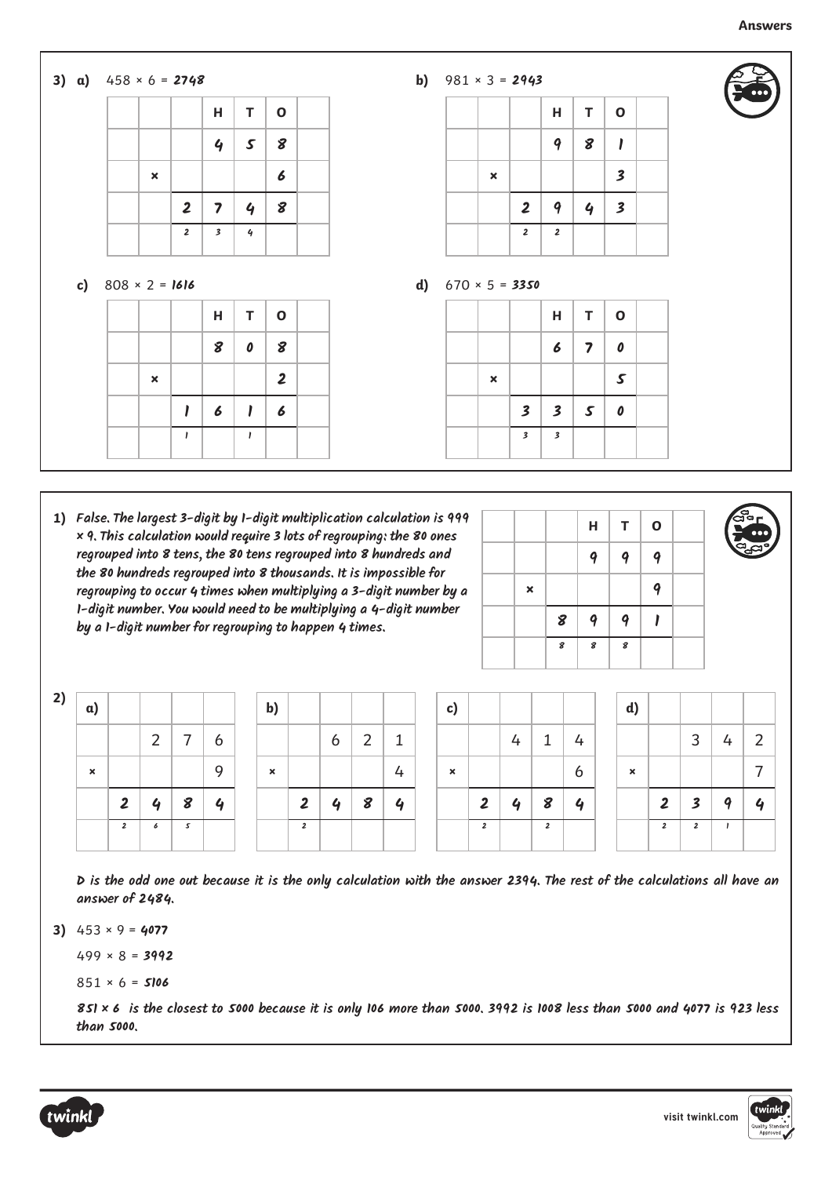**Answers**

**3) a)** 458 × 6 = ***2748***

| | | | H | T | O | |
|---|---|---|---|---|---|---|
| | | | 4 | 5 | 8 | |
| | × | | | | 6 | |
| | | 2 | 7 | 4 | 8 | |
| | | 2 | 3 | 4 | | |

**b)** 981 × 3 = ***2943***

| | | | H | T | O | |
|---|---|---|---|---|---|---|
| | | | 9 | 8 | 1 | |
| | × | | | | 3 | |
| | | 2 | 9 | 4 | 3 | |
| | | 2 | 2 | | | |

**c)** 808 × 2 = ***1616***

| | | | H | T | O | |
|---|---|---|---|---|---|---|
| | | | 8 | 0 | 8 | |
| | × | | | | 2 | |
| | | 1 | 6 | 1 | 6 | |
| | | 1 | | 1 | | |

**d)** 670 × 5 = ***3350***

| | | | H | T | O | |
|---|---|---|---|---|---|---|
| | | | 6 | 7 | 0 | |
| | × | | | | 5 | |
| | | 3 | 3 | 5 | 0 | |
| | | 3 | 3 | | | |

**1)** *False. The largest 3-digit by 1-digit multiplication calculation is 999 × 9. This calculation would require 3 lots of regrouping: the 80 ones regrouped into 8 tens, the 80 tens regrouped into 8 hundreds and the 80 hundreds regrouped into 8 thousands. It is impossible for regrouping to occur 4 times when multiplying a 3-digit number by a 1-digit number. You would need to be multiplying a 4-digit number by a 1-digit number for regrouping to happen 4 times.*

| | | | H | T | O | |
|---|---|---|---|---|---|---|
| | | | 9 | 9 | 9 | |
| | × | | | | 9 | |
| | | 8 | 9 | 9 | 1 | |
| | | 8 | 8 | 8 | | |

**2)**

**a)**

| | | | | |
|---|---|---|---|---|
| | | 2 | 7 | 6 |
| × | | | | 9 |
| | 2 | 4 | 8 | 4 |
| | 2 | 6 | 5 | |

**b)**

| | | | | |
|---|---|---|---|---|
| | | 6 | 2 | 1 |
| × | | | | 4 |
| | 2 | 4 | 8 | 4 |
| | 2 | | | |

**c)**

| | | | | |
|---|---|---|---|---|
| | | 4 | 1 | 4 |
| × | | | | 6 |
| | 2 | 4 | 8 | 4 |
| | 2 | | 2 | |

**d)**

| | | | | |
|---|---|---|---|---|
| | | 3 | 4 | 2 |
| × | | | | 7 |
| | 2 | 3 | 9 | 4 |
| | 2 | 2 | 1 | |

*D is the odd one out because it is the only calculation with the answer 2394. The rest of the calculations all have an answer of 2484.*

**3)** 453 × 9 = ***4077***

499 × 8 = ***3992***

851 × 6 = ***5106***

*851 × 6 is the closest to 5000 because it is only 106 more than 5000. 3992 is 1008 less than 5000 and 4077 is 923 less than 5000.*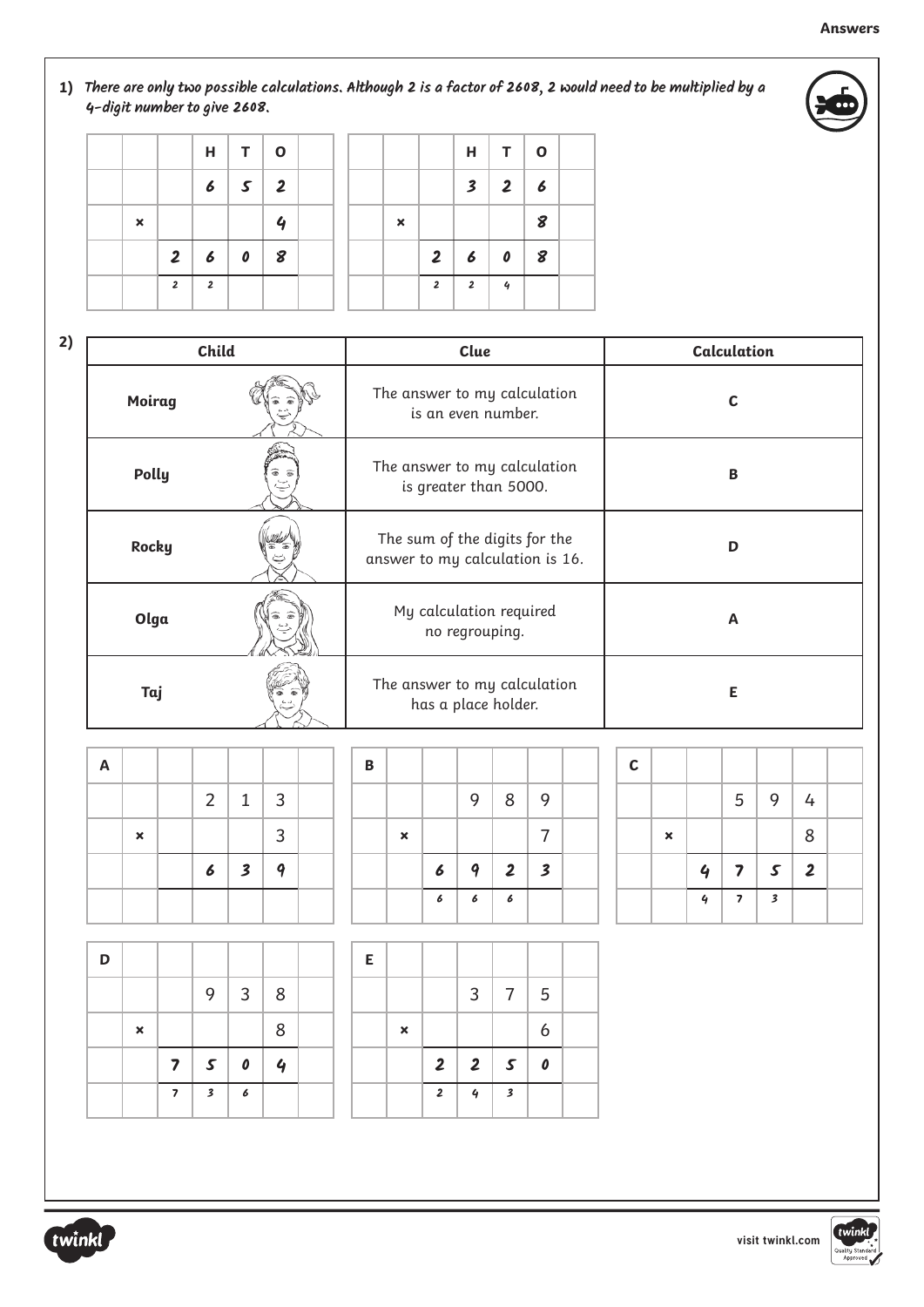**Answers**

**1)** *There are only two possible calculations. Although 2 is a factor of 2608, 2 would need to be multiplied by a 4-digit number to give 2608.*

| | | | | | | |
|---|---|---|---|---|---|---|
| | | | H | T | O | |
| | | | 6 | 5 | 2 | |
| | × | | | | 4 | |
| | | 2 | 6 | 0 | 8 | |
| | | 2 | 2 | | | |

| | | | | | | |
|---|---|---|---|---|---|---|
| | | | H | T | O | |
| | | | 3 | 2 | 6 | |
| | × | | | | 8 | |
| | | 2 | 6 | 0 | 8 | |
| | | 2 | 2 | 4 | | |

**2)**

| Child | Clue | Calculation |
|---|---|---|
| Moirag | The answer to my calculation is an even number. | C |
| Polly | The answer to my calculation is greater than 5000. | B |
| Rocky | The sum of the digits for the answer to my calculation is 16. | D |
| Olga | My calculation required no regrouping. | A |
| Taj | The answer to my calculation has a place holder. | E |

| A | | | | | | |
|---|---|---|---|---|---|---|
| | | | 2 | 1 | 3 | |
| | × | | | | 3 | |
| | | | 6 | 3 | 9 | |
| | | | | | | |

| B | | | | | | |
|---|---|---|---|---|---|---|
| | | | 9 | 8 | 9 | |
| | × | | | | 7 | |
| | | 6 | 9 | 2 | 3 | |
| | | 6 | 6 | 6 | | |

| C | | | | | | |
|---|---|---|---|---|---|---|
| | | | 5 | 9 | 4 | |
| | × | | | | 8 | |
| | | 4 | 7 | 5 | 2 | |
| | | 4 | 7 | 3 | | |

| D | | | | | | |
|---|---|---|---|---|---|---|
| | | | 9 | 3 | 8 | |
| | × | | | | 8 | |
| | | 7 | 5 | 0 | 4 | |
| | | 7 | 3 | 6 | | |

| E | | | | | | |
|---|---|---|---|---|---|---|
| | | | 3 | 7 | 5 | |
| | × | | | | 6 | |
| | | 2 | 2 | 5 | 0 | |
| | | 2 | 4 | 3 | | |